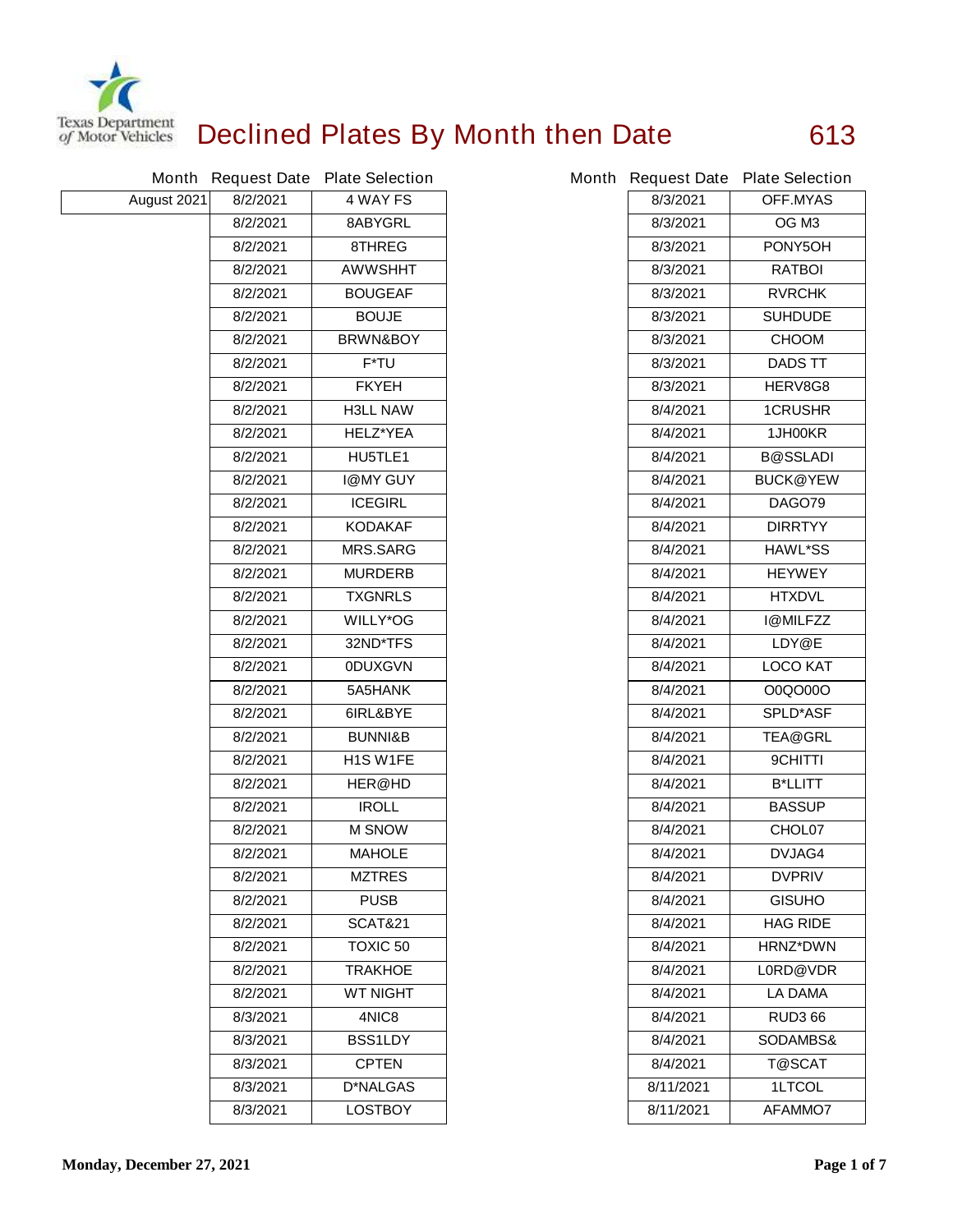Texas Department of Motor Vehicles

# Declined Plates By Month then Date

613

| Month | Request Date | Plate Selection |
|---|---|---|
| August 2021 | 8/2/2021 | 4 WAY FS |
| | 8/2/2021 | 8ABYGRL |
| | 8/2/2021 | 8THREG |
| | 8/2/2021 | AWWSHHT |
| | 8/2/2021 | BOUGEAF |
| | 8/2/2021 | BOUJE |
| | 8/2/2021 | BRWN&BOY |
| | 8/2/2021 | F*TU |
| | 8/2/2021 | FKYEH |
| | 8/2/2021 | H3LL NAW |
| | 8/2/2021 | HELZ*YEA |
| | 8/2/2021 | HU5TLE1 |
| | 8/2/2021 | I@MY GUY |
| | 8/2/2021 | ICEGIRL |
| | 8/2/2021 | KODAKAF |
| | 8/2/2021 | MRS.SARG |
| | 8/2/2021 | MURDERB |
| | 8/2/2021 | TXGNRLS |
| | 8/2/2021 | WILLY*OG |
| | 8/2/2021 | 32ND*TFS |
| | 8/2/2021 | 0DUXGVN |
| | 8/2/2021 | 5A5HANK |
| | 8/2/2021 | 6IRL&BYE |
| | 8/2/2021 | BUNNI&B |
| | 8/2/2021 | H1S W1FE |
| | 8/2/2021 | HER@HD |
| | 8/2/2021 | IROLL |
| | 8/2/2021 | M SNOW |
| | 8/2/2021 | MAHOLE |
| | 8/2/2021 | MZTRES |
| | 8/2/2021 | PUSB |
| | 8/2/2021 | SCAT&21 |
| | 8/2/2021 | TOXIC 50 |
| | 8/2/2021 | TRAKHOE |
| | 8/2/2021 | WT NIGHT |
| | 8/3/2021 | 4NIC8 |
| | 8/3/2021 | BSS1LDY |
| | 8/3/2021 | CPTEN |
| | 8/3/2021 | D*NALGAS |
| | 8/3/2021 | LOSTBOY |
| | 8/3/2021 | OFF.MYAS |
| | 8/3/2021 | OG M3 |
| | 8/3/2021 | PONY5OH |
| | 8/3/2021 | RATBOI |
| | 8/3/2021 | RVRCHK |
| | 8/3/2021 | SUHDUDE |
| | 8/3/2021 | CHOOM |
| | 8/3/2021 | DADS TT |
| | 8/3/2021 | HERV8G8 |
| | 8/4/2021 | 1CRUSHR |
| | 8/4/2021 | 1JH00KR |
| | 8/4/2021 | B@SSLADI |
| | 8/4/2021 | BUCK@YEW |
| | 8/4/2021 | DAGO79 |
| | 8/4/2021 | DIRRTYY |
| | 8/4/2021 | HAWL*SS |
| | 8/4/2021 | HEYWEY |
| | 8/4/2021 | HTXDVL |
| | 8/4/2021 | I@MILFZZ |
| | 8/4/2021 | LDY@E |
| | 8/4/2021 | LOCO KAT |
| | 8/4/2021 | O0QO00O |
| | 8/4/2021 | SPLD*ASF |
| | 8/4/2021 | TEA@GRL |
| | 8/4/2021 | 9CHITTI |
| | 8/4/2021 | B*LLITT |
| | 8/4/2021 | BASSUP |
| | 8/4/2021 | CHOL07 |
| | 8/4/2021 | DVJAG4 |
| | 8/4/2021 | DVPRIV |
| | 8/4/2021 | GISUHO |
| | 8/4/2021 | HAG RIDE |
| | 8/4/2021 | HRNZ*DWN |
| | 8/4/2021 | L0RD@VDR |
| | 8/4/2021 | LA DAMA |
| | 8/4/2021 | RUD3 66 |
| | 8/4/2021 | SODAMBS& |
| | 8/4/2021 | T@SCAT |
| | 8/11/2021 | 1LTCOL |
| | 8/11/2021 | AFAMMO7 |

Monday, December 27, 2021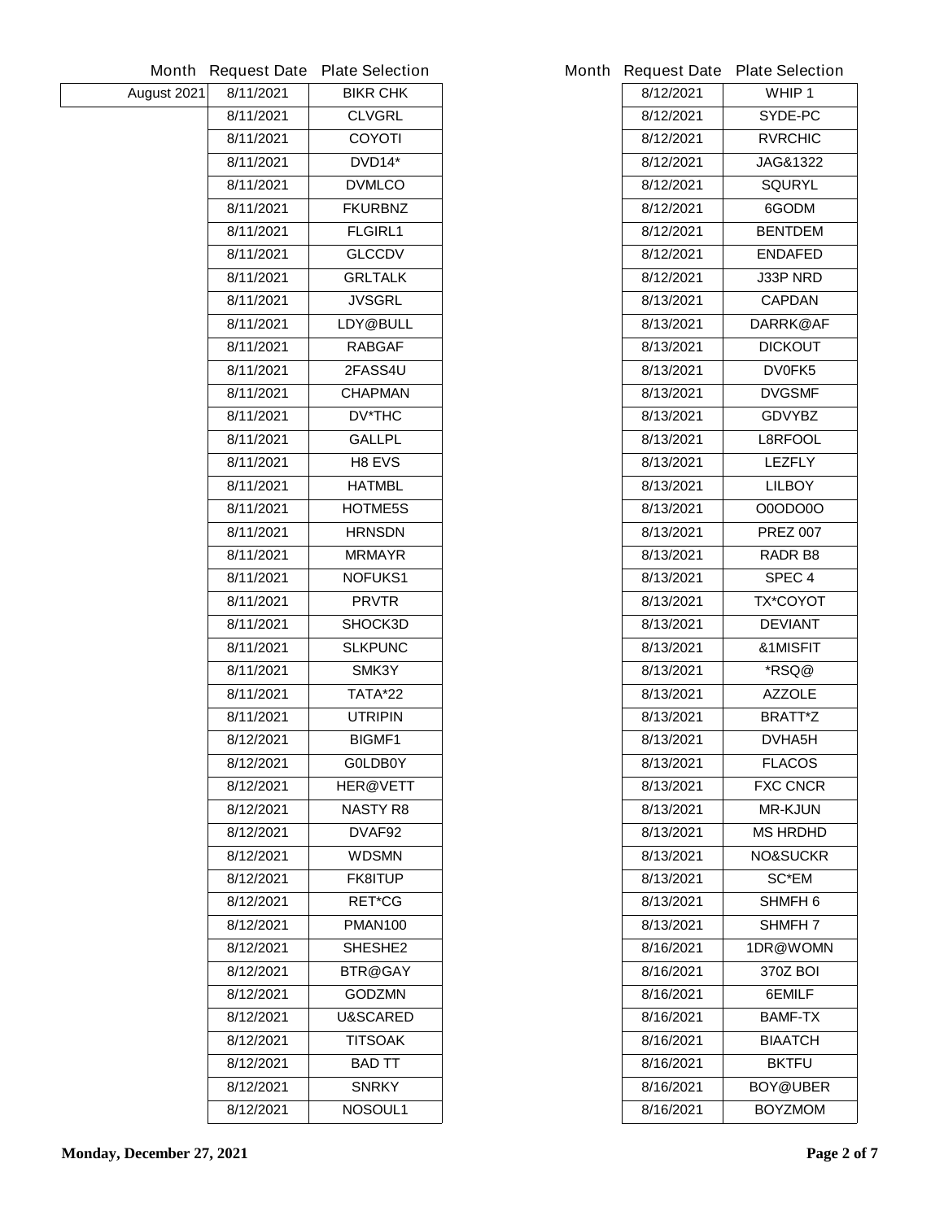| Month | Request Date | Plate Selection |
| --- | --- | --- |
| August 2021 | 8/11/2021 | BIKR CHK |
| | 8/11/2021 | CLVGRL |
| | 8/11/2021 | COYOTI |
| | 8/11/2021 | DVD14* |
| | 8/11/2021 | DVMLCO |
| | 8/11/2021 | FKURBNZ |
| | 8/11/2021 | FLGIRL1 |
| | 8/11/2021 | GLCCDV |
| | 8/11/2021 | GRLTALK |
| | 8/11/2021 | JVSGRL |
| | 8/11/2021 | LDY@BULL |
| | 8/11/2021 | RABGAF |
| | 8/11/2021 | 2FASS4U |
| | 8/11/2021 | CHAPMAN |
| | 8/11/2021 | DV*THC |
| | 8/11/2021 | GALLPL |
| | 8/11/2021 | H8 EVS |
| | 8/11/2021 | HATMBL |
| | 8/11/2021 | HOTME5S |
| | 8/11/2021 | HRNSDN |
| | 8/11/2021 | MRMAYR |
| | 8/11/2021 | NOFUKS1 |
| | 8/11/2021 | PRVTR |
| | 8/11/2021 | SHOCK3D |
| | 8/11/2021 | SLKPUNC |
| | 8/11/2021 | SMK3Y |
| | 8/11/2021 | TATA*22 |
| | 8/11/2021 | UTRIPIN |
| | 8/12/2021 | BIGMF1 |
| | 8/12/2021 | G0LDB0Y |
| | 8/12/2021 | HER@VETT |
| | 8/12/2021 | NASTY R8 |
| | 8/12/2021 | DVAF92 |
| | 8/12/2021 | WDSMN |
| | 8/12/2021 | FK8ITUP |
| | 8/12/2021 | RET*CG |
| | 8/12/2021 | PMAN100 |
| | 8/12/2021 | SHESHE2 |
| | 8/12/2021 | BTR@GAY |
| | 8/12/2021 | GODZMN |
| | 8/12/2021 | U&SCARED |
| | 8/12/2021 | TITSOAK |
| | 8/12/2021 | BAD TT |
| | 8/12/2021 | SNRKY |
| | 8/12/2021 | NOSOUL1 |
| | 8/12/2021 | WHIP 1 |
| | 8/12/2021 | SYDE-PC |
| | 8/12/2021 | RVRCHIC |
| | 8/12/2021 | JAG&1322 |
| | 8/12/2021 | SQURYL |
| | 8/12/2021 | 6GODM |
| | 8/12/2021 | BENTDEM |
| | 8/12/2021 | ENDAFED |
| | 8/12/2021 | J33P NRD |
| | 8/13/2021 | CAPDAN |
| | 8/13/2021 | DARRK@AF |
| | 8/13/2021 | DICKOUT |
| | 8/13/2021 | DV0FK5 |
| | 8/13/2021 | DVGSMF |
| | 8/13/2021 | GDVYBZ |
| | 8/13/2021 | L8RFOOL |
| | 8/13/2021 | LEZFLY |
| | 8/13/2021 | LILBOY |
| | 8/13/2021 | O0ODO0O |
| | 8/13/2021 | PREZ 007 |
| | 8/13/2021 | RADR B8 |
| | 8/13/2021 | SPEC 4 |
| | 8/13/2021 | TX*COYOT |
| | 8/13/2021 | DEVIANT |
| | 8/13/2021 | &1MISFIT |
| | 8/13/2021 | *RSQ@ |
| | 8/13/2021 | AZZOLE |
| | 8/13/2021 | BRATT*Z |
| | 8/13/2021 | DVHA5H |
| | 8/13/2021 | FLACOS |
| | 8/13/2021 | FXC CNCR |
| | 8/13/2021 | MR-KJUN |
| | 8/13/2021 | MS HRDHD |
| | 8/13/2021 | NO&SUCKR |
| | 8/13/2021 | SC*EM |
| | 8/13/2021 | SHMFH 6 |
| | 8/13/2021 | SHMFH 7 |
| | 8/16/2021 | 1DR@WOMN |
| | 8/16/2021 | 370Z BOI |
| | 8/16/2021 | 6EMILF |
| | 8/16/2021 | BAMF-TX |
| | 8/16/2021 | BIAATCH |
| | 8/16/2021 | BKTFU |
| | 8/16/2021 | BOY@UBER |
| | 8/16/2021 | BOYZMOM |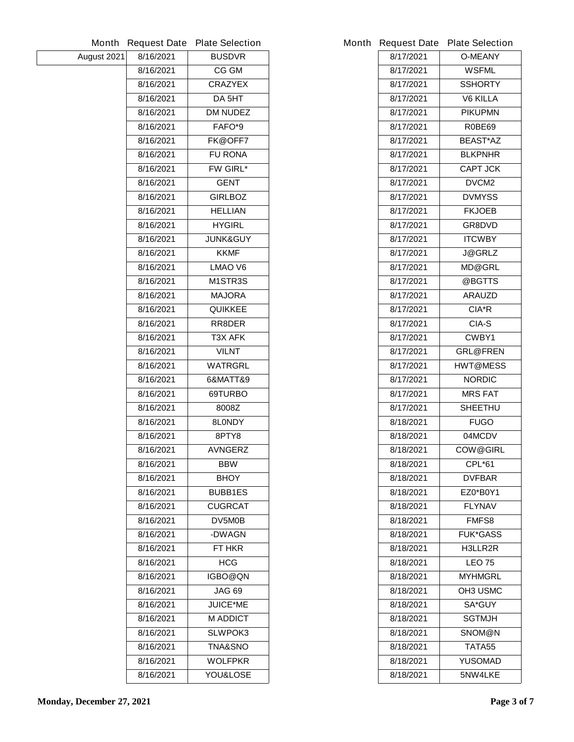| Month | Request Date | Plate Selection |
|---|---|---|
| August 2021 | 8/16/2021 | BUSDVR |
| | 8/16/2021 | CG GM |
| | 8/16/2021 | CRAZYEX |
| | 8/16/2021 | DA 5HT |
| | 8/16/2021 | DM NUDEZ |
| | 8/16/2021 | FAFO*9 |
| | 8/16/2021 | FK@OFF7 |
| | 8/16/2021 | FU RONA |
| | 8/16/2021 | FW GIRL* |
| | 8/16/2021 | GENT |
| | 8/16/2021 | GIRLBOZ |
| | 8/16/2021 | HELLIAN |
| | 8/16/2021 | HYGIRL |
| | 8/16/2021 | JUNK&GUY |
| | 8/16/2021 | KKMF |
| | 8/16/2021 | LMAO V6 |
| | 8/16/2021 | M1STR3S |
| | 8/16/2021 | MAJORA |
| | 8/16/2021 | QUIKKEE |
| | 8/16/2021 | RR8DER |
| | 8/16/2021 | T3X AFK |
| | 8/16/2021 | VILNT |
| | 8/16/2021 | WATRGRL |
| | 8/16/2021 | 6&MATT&9 |
| | 8/16/2021 | 69TURBO |
| | 8/16/2021 | 8008Z |
| | 8/16/2021 | 8L0NDY |
| | 8/16/2021 | 8PTY8 |
| | 8/16/2021 | AVNGERZ |
| | 8/16/2021 | BBW |
| | 8/16/2021 | BHOY |
| | 8/16/2021 | BUBB1ES |
| | 8/16/2021 | CUGRCAT |
| | 8/16/2021 | DV5M0B |
| | 8/16/2021 | -DWAGN |
| | 8/16/2021 | FT HKR |
| | 8/16/2021 | HCG |
| | 8/16/2021 | IGBO@QN |
| | 8/16/2021 | JAG 69 |
| | 8/16/2021 | JUICE*ME |
| | 8/16/2021 | M ADDICT |
| | 8/16/2021 | SLWPOK3 |
| | 8/16/2021 | TNA&SNO |
| | 8/16/2021 | WOLFPKR |
| | 8/16/2021 | YOU&LOSE |
| | 8/17/2021 | O-MEANY |
| | 8/17/2021 | WSFML |
| | 8/17/2021 | SSHORTY |
| | 8/17/2021 | V6 KILLA |
| | 8/17/2021 | PIKUPMN |
| | 8/17/2021 | R0BE69 |
| | 8/17/2021 | BEAST*AZ |
| | 8/17/2021 | BLKPNHR |
| | 8/17/2021 | CAPT JCK |
| | 8/17/2021 | DVCM2 |
| | 8/17/2021 | DVMYSS |
| | 8/17/2021 | FKJOEB |
| | 8/17/2021 | GR8DVD |
| | 8/17/2021 | ITCWBY |
| | 8/17/2021 | J@GRLZ |
| | 8/17/2021 | MD@GRL |
| | 8/17/2021 | @BGTTS |
| | 8/17/2021 | ARAUZD |
| | 8/17/2021 | CIA*R |
| | 8/17/2021 | CIA-S |
| | 8/17/2021 | CWBY1 |
| | 8/17/2021 | GRL@FREN |
| | 8/17/2021 | HWT@MESS |
| | 8/17/2021 | NORDIC |
| | 8/17/2021 | MRS FAT |
| | 8/17/2021 | SHEETHU |
| | 8/18/2021 | FUGO |
| | 8/18/2021 | 04MCDV |
| | 8/18/2021 | COW@GIRL |
| | 8/18/2021 | CPL*61 |
| | 8/18/2021 | DVFBAR |
| | 8/18/2021 | EZ0*B0Y1 |
| | 8/18/2021 | FLYNAV |
| | 8/18/2021 | FMFS8 |
| | 8/18/2021 | FUK*GASS |
| | 8/18/2021 | H3LLR2R |
| | 8/18/2021 | LEO 75 |
| | 8/18/2021 | MYHMGRL |
| | 8/18/2021 | OH3 USMC |
| | 8/18/2021 | SA*GUY |
| | 8/18/2021 | SGTMJH |
| | 8/18/2021 | SNOM@N |
| | 8/18/2021 | TATA55 |
| | 8/18/2021 | YUSOMAD |
| | 8/18/2021 | 5NW4LKE |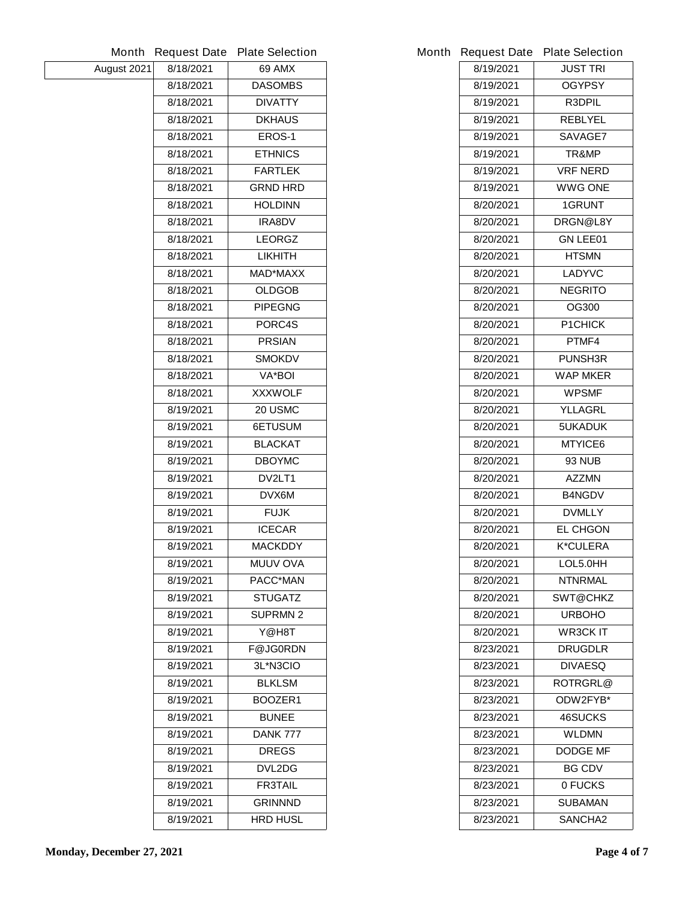| Month | Request Date | Plate Selection |
| --- | --- | --- |
| August 2021 | 8/18/2021 | 69 AMX |
| | 8/18/2021 | DASOMBS |
| | 8/18/2021 | DIVATTY |
| | 8/18/2021 | DKHAUS |
| | 8/18/2021 | EROS-1 |
| | 8/18/2021 | ETHNICS |
| | 8/18/2021 | FARTLEK |
| | 8/18/2021 | GRND HRD |
| | 8/18/2021 | HOLDINN |
| | 8/18/2021 | IRA8DV |
| | 8/18/2021 | LEORGZ |
| | 8/18/2021 | LIKHITH |
| | 8/18/2021 | MAD*MAXX |
| | 8/18/2021 | OLDGOB |
| | 8/18/2021 | PIPEGNG |
| | 8/18/2021 | PORC4S |
| | 8/18/2021 | PRSIAN |
| | 8/18/2021 | SMOKDV |
| | 8/18/2021 | VA*BOI |
| | 8/18/2021 | XXXWOLF |
| | 8/19/2021 | 20 USMC |
| | 8/19/2021 | 6ETUSUM |
| | 8/19/2021 | BLACKAT |
| | 8/19/2021 | DBOYMC |
| | 8/19/2021 | DV2LT1 |
| | 8/19/2021 | DVX6M |
| | 8/19/2021 | FUJK |
| | 8/19/2021 | ICECAR |
| | 8/19/2021 | MACKDDY |
| | 8/19/2021 | MUUV OVA |
| | 8/19/2021 | PACC*MAN |
| | 8/19/2021 | STUGATZ |
| | 8/19/2021 | SUPRMN 2 |
| | 8/19/2021 | Y@H8T |
| | 8/19/2021 | F@JG0RDN |
| | 8/19/2021 | 3L*N3CIO |
| | 8/19/2021 | BLKLSM |
| | 8/19/2021 | BOOZER1 |
| | 8/19/2021 | BUNEE |
| | 8/19/2021 | DANK 777 |
| | 8/19/2021 | DREGS |
| | 8/19/2021 | DVL2DG |
| | 8/19/2021 | FR3TAIL |
| | 8/19/2021 | GRINNND |
| | 8/19/2021 | HRD HUSL |
| | 8/19/2021 | JUST TRI |
| | 8/19/2021 | OGYPSY |
| | 8/19/2021 | R3DPIL |
| | 8/19/2021 | REBLYEL |
| | 8/19/2021 | SAVAGE7 |
| | 8/19/2021 | TR&MP |
| | 8/19/2021 | VRF NERD |
| | 8/19/2021 | WWG ONE |
| | 8/20/2021 | 1GRUNT |
| | 8/20/2021 | DRGN@L8Y |
| | 8/20/2021 | GN LEE01 |
| | 8/20/2021 | HTSMN |
| | 8/20/2021 | LADYVC |
| | 8/20/2021 | NEGRITO |
| | 8/20/2021 | OG300 |
| | 8/20/2021 | P1CHICK |
| | 8/20/2021 | PTMF4 |
| | 8/20/2021 | PUNSH3R |
| | 8/20/2021 | WAP MKER |
| | 8/20/2021 | WPSMF |
| | 8/20/2021 | YLLAGRL |
| | 8/20/2021 | 5UKADUK |
| | 8/20/2021 | MTYICE6 |
| | 8/20/2021 | 93 NUB |
| | 8/20/2021 | AZZMN |
| | 8/20/2021 | B4NGDV |
| | 8/20/2021 | DVMLLY |
| | 8/20/2021 | EL CHGON |
| | 8/20/2021 | K*CULERA |
| | 8/20/2021 | LOL5.0HH |
| | 8/20/2021 | NTNRMAL |
| | 8/20/2021 | SWT@CHKZ |
| | 8/20/2021 | URBOHO |
| | 8/20/2021 | WR3CK IT |
| | 8/23/2021 | DRUGDLR |
| | 8/23/2021 | DIVAESQ |
| | 8/23/2021 | ROTRGRL@ |
| | 8/23/2021 | ODW2FYB* |
| | 8/23/2021 | 46SUCKS |
| | 8/23/2021 | WLDMN |
| | 8/23/2021 | DODGE MF |
| | 8/23/2021 | BG CDV |
| | 8/23/2021 | 0 FUCKS |
| | 8/23/2021 | SUBAMAN |
| | 8/23/2021 | SANCHA2 |

**Monday, December 27, 2021**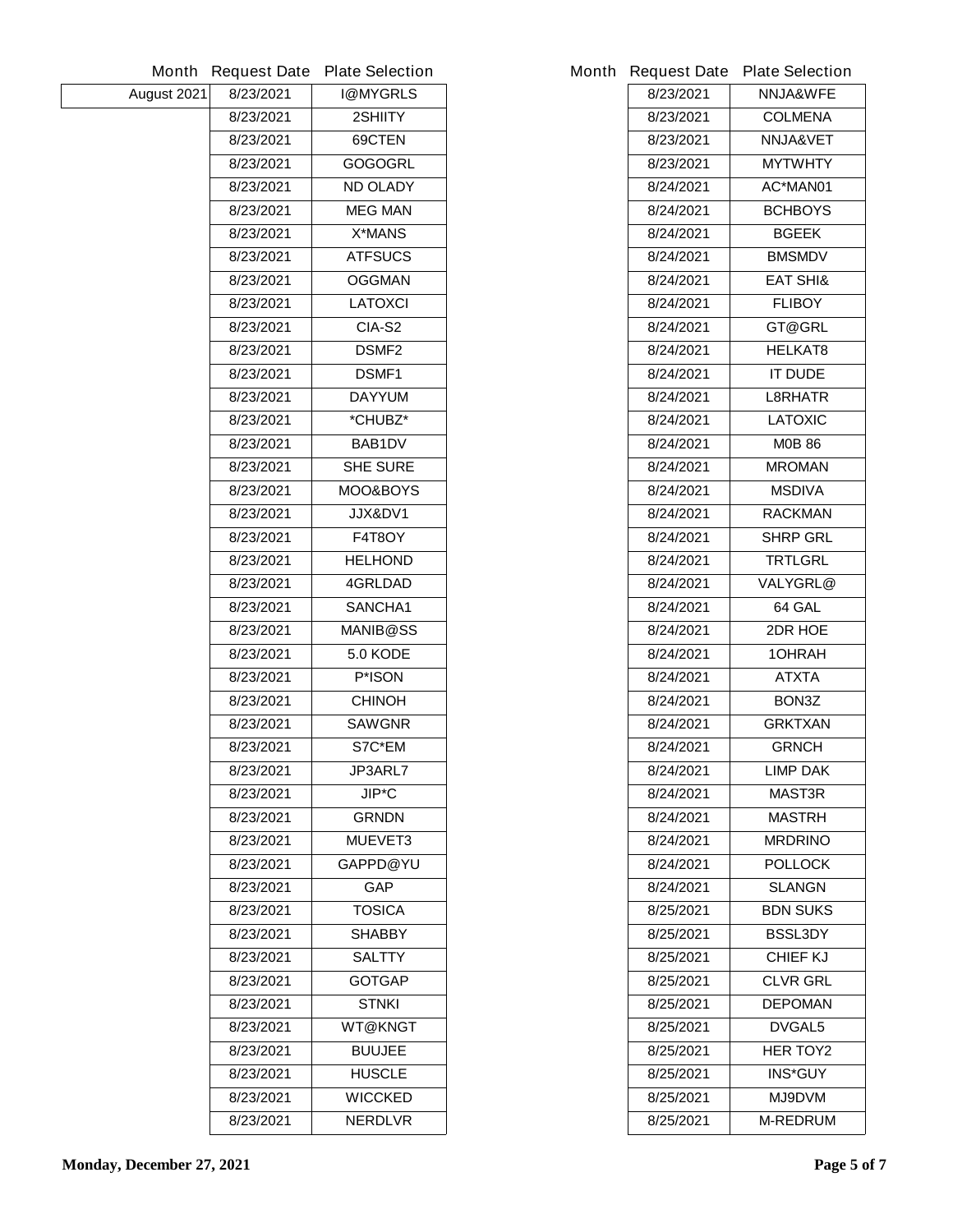| Month | Request Date | Plate Selection |
| --- | --- | --- |
| August 2021 | 8/23/2021 | I@MYGRLS |
| | 8/23/2021 | 2SHIITY |
| | 8/23/2021 | 69CTEN |
| | 8/23/2021 | GOGOGRL |
| | 8/23/2021 | ND OLADY |
| | 8/23/2021 | MEG MAN |
| | 8/23/2021 | X*MANS |
| | 8/23/2021 | ATFSUCS |
| | 8/23/2021 | OGGMAN |
| | 8/23/2021 | LATOXCI |
| | 8/23/2021 | CIA-S2 |
| | 8/23/2021 | DSMF2 |
| | 8/23/2021 | DSMF1 |
| | 8/23/2021 | DAYYUM |
| | 8/23/2021 | *CHUBZ* |
| | 8/23/2021 | BAB1DV |
| | 8/23/2021 | SHE SURE |
| | 8/23/2021 | MOO&BOYS |
| | 8/23/2021 | JJX&DV1 |
| | 8/23/2021 | F4T8OY |
| | 8/23/2021 | HELHOND |
| | 8/23/2021 | 4GRLDAD |
| | 8/23/2021 | SANCHA1 |
| | 8/23/2021 | MANIB@SS |
| | 8/23/2021 | 5.0 KODE |
| | 8/23/2021 | P*ISON |
| | 8/23/2021 | CHINOH |
| | 8/23/2021 | SAWGNR |
| | 8/23/2021 | S7C*EM |
| | 8/23/2021 | JP3ARL7 |
| | 8/23/2021 | JIP*C |
| | 8/23/2021 | GRNDN |
| | 8/23/2021 | MUEVET3 |
| | 8/23/2021 | GAPPD@YU |
| | 8/23/2021 | GAP |
| | 8/23/2021 | TOSICA |
| | 8/23/2021 | SHABBY |
| | 8/23/2021 | SALTTY |
| | 8/23/2021 | GOTGAP |
| | 8/23/2021 | STNKI |
| | 8/23/2021 | WT@KNGT |
| | 8/23/2021 | BUUJEE |
| | 8/23/2021 | HUSCLE |
| | 8/23/2021 | WICCKED |
| | 8/23/2021 | NERDLVR |

| Month | Request Date | Plate Selection |
| --- | --- | --- |
| | 8/23/2021 | NNJA&WFE |
| | 8/23/2021 | COLMENA |
| | 8/23/2021 | NNJA&VET |
| | 8/23/2021 | MYTWHTY |
| | 8/24/2021 | AC*MAN01 |
| | 8/24/2021 | BCHBOYS |
| | 8/24/2021 | BGEEK |
| | 8/24/2021 | BMSMDV |
| | 8/24/2021 | EAT SHI& |
| | 8/24/2021 | FLIBOY |
| | 8/24/2021 | GT@GRL |
| | 8/24/2021 | HELKAT8 |
| | 8/24/2021 | IT DUDE |
| | 8/24/2021 | L8RHATR |
| | 8/24/2021 | LATOXIC |
| | 8/24/2021 | M0B 86 |
| | 8/24/2021 | MROMAN |
| | 8/24/2021 | MSDIVA |
| | 8/24/2021 | RACKMAN |
| | 8/24/2021 | SHRP GRL |
| | 8/24/2021 | TRTLGRL |
| | 8/24/2021 | VALYGRL@ |
| | 8/24/2021 | 64 GAL |
| | 8/24/2021 | 2DR HOE |
| | 8/24/2021 | 1OHRAH |
| | 8/24/2021 | ATXTA |
| | 8/24/2021 | BON3Z |
| | 8/24/2021 | GRKTXAN |
| | 8/24/2021 | GRNCH |
| | 8/24/2021 | LIMP DAK |
| | 8/24/2021 | MAST3R |
| | 8/24/2021 | MASTRH |
| | 8/24/2021 | MRDRINO |
| | 8/24/2021 | POLLOCK |
| | 8/24/2021 | SLANGN |
| | 8/25/2021 | BDN SUKS |
| | 8/25/2021 | BSSL3DY |
| | 8/25/2021 | CHIEF KJ |
| | 8/25/2021 | CLVR GRL |
| | 8/25/2021 | DEPOMAN |
| | 8/25/2021 | DVGAL5 |
| | 8/25/2021 | HER TOY2 |
| | 8/25/2021 | INS*GUY |
| | 8/25/2021 | MJ9DVM |
| | 8/25/2021 | M-REDRUM |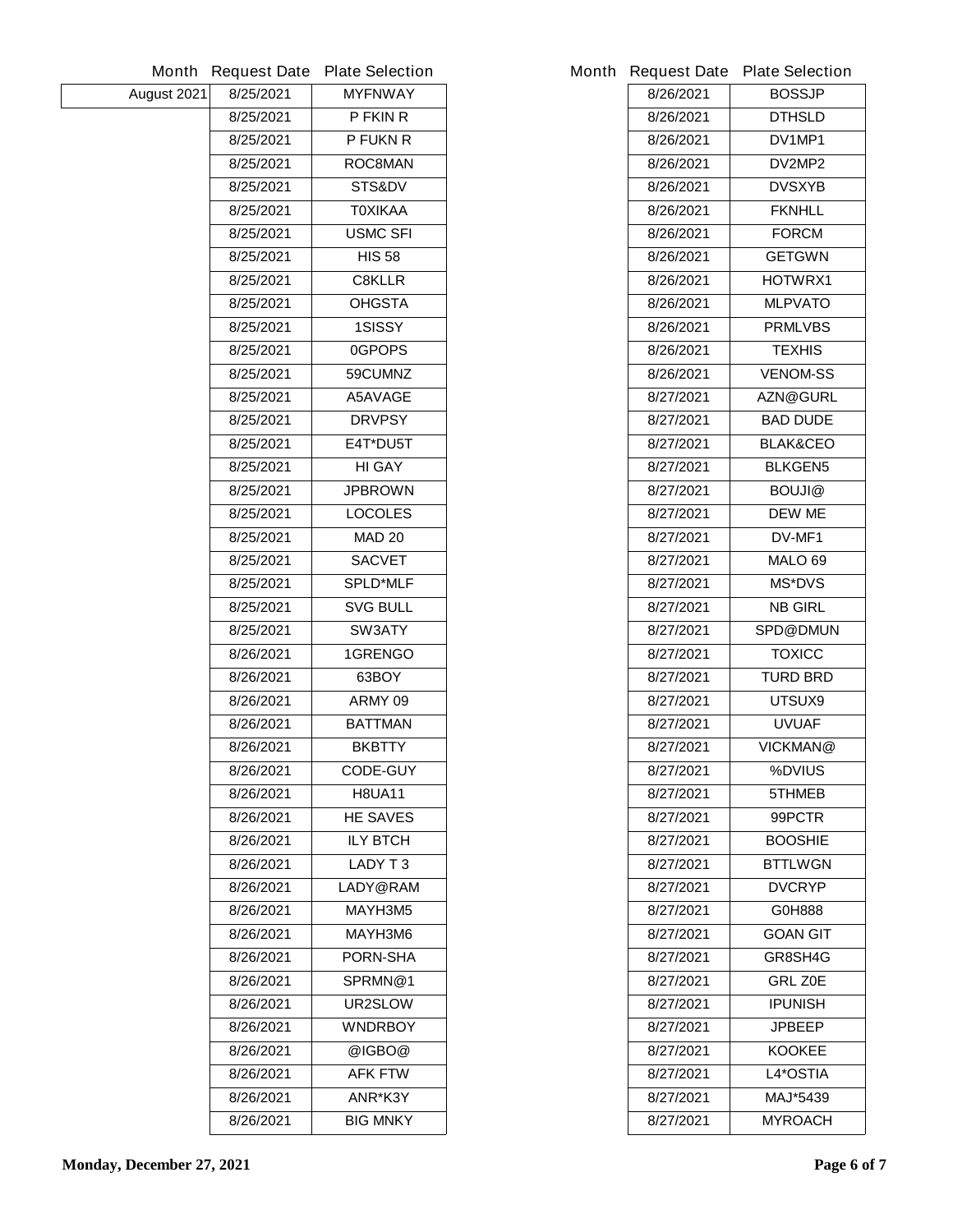| Month | Request Date | Plate Selection |
|---|---|---|
| August 2021 | 8/25/2021 | MYFNWAY |
| | 8/25/2021 | P FKIN R |
| | 8/25/2021 | P FUKN R |
| | 8/25/2021 | ROC8MAN |
| | 8/25/2021 | STS&DV |
| | 8/25/2021 | T0XIKAA |
| | 8/25/2021 | USMC SFI |
| | 8/25/2021 | HIS 58 |
| | 8/25/2021 | C8KLLR |
| | 8/25/2021 | OHGSTA |
| | 8/25/2021 | 1SISSY |
| | 8/25/2021 | 0GPOPS |
| | 8/25/2021 | 59CUMNZ |
| | 8/25/2021 | A5AVAGE |
| | 8/25/2021 | DRVPSY |
| | 8/25/2021 | E4T*DU5T |
| | 8/25/2021 | HI GAY |
| | 8/25/2021 | JPBROWN |
| | 8/25/2021 | LOCOLES |
| | 8/25/2021 | MAD 20 |
| | 8/25/2021 | SACVET |
| | 8/25/2021 | SPLD*MLF |
| | 8/25/2021 | SVG BULL |
| | 8/25/2021 | SW3ATY |
| | 8/26/2021 | 1GRENGO |
| | 8/26/2021 | 63BOY |
| | 8/26/2021 | ARMY 09 |
| | 8/26/2021 | BATTMAN |
| | 8/26/2021 | BKBTTY |
| | 8/26/2021 | CODE-GUY |
| | 8/26/2021 | H8UA11 |
| | 8/26/2021 | HE SAVES |
| | 8/26/2021 | ILY BTCH |
| | 8/26/2021 | LADY T 3 |
| | 8/26/2021 | LADY@RAM |
| | 8/26/2021 | MAYH3M5 |
| | 8/26/2021 | MAYH3M6 |
| | 8/26/2021 | PORN-SHA |
| | 8/26/2021 | SPRMN@1 |
| | 8/26/2021 | UR2SLOW |
| | 8/26/2021 | WNDRBOY |
| | 8/26/2021 | @IGBO@ |
| | 8/26/2021 | AFK FTW |
| | 8/26/2021 | ANR*K3Y |
| | 8/26/2021 | BIG MNKY |
| | 8/26/2021 | BOSSJP |
| | 8/26/2021 | DTHSLD |
| | 8/26/2021 | DV1MP1 |
| | 8/26/2021 | DV2MP2 |
| | 8/26/2021 | DVSXYB |
| | 8/26/2021 | FKNHLL |
| | 8/26/2021 | FORCM |
| | 8/26/2021 | GETGWN |
| | 8/26/2021 | HOTWRX1 |
| | 8/26/2021 | MLPVATO |
| | 8/26/2021 | PRMLVBS |
| | 8/26/2021 | TEXHIS |
| | 8/26/2021 | VENOM-SS |
| | 8/27/2021 | AZN@GURL |
| | 8/27/2021 | BAD DUDE |
| | 8/27/2021 | BLAK&CEO |
| | 8/27/2021 | BLKGEN5 |
| | 8/27/2021 | BOUJI@ |
| | 8/27/2021 | DEW ME |
| | 8/27/2021 | DV-MF1 |
| | 8/27/2021 | MALO 69 |
| | 8/27/2021 | MS*DVS |
| | 8/27/2021 | NB GIRL |
| | 8/27/2021 | SPD@DMUN |
| | 8/27/2021 | TOXICC |
| | 8/27/2021 | TURD BRD |
| | 8/27/2021 | UTSUX9 |
| | 8/27/2021 | UVUAF |
| | 8/27/2021 | VICKMAN@ |
| | 8/27/2021 | %DVIUS |
| | 8/27/2021 | 5THMEB |
| | 8/27/2021 | 99PCTR |
| | 8/27/2021 | BOOSHIE |
| | 8/27/2021 | BTTLWGN |
| | 8/27/2021 | DVCRYP |
| | 8/27/2021 | G0H888 |
| | 8/27/2021 | GOAN GIT |
| | 8/27/2021 | GR8SH4G |
| | 8/27/2021 | GRL Z0E |
| | 8/27/2021 | IPUNISH |
| | 8/27/2021 | JPBEEP |
| | 8/27/2021 | KOOKEE |
| | 8/27/2021 | L4*OSTIA |
| | 8/27/2021 | MAJ*5439 |
| | 8/27/2021 | MYROACH |

Monday, December 27, 2021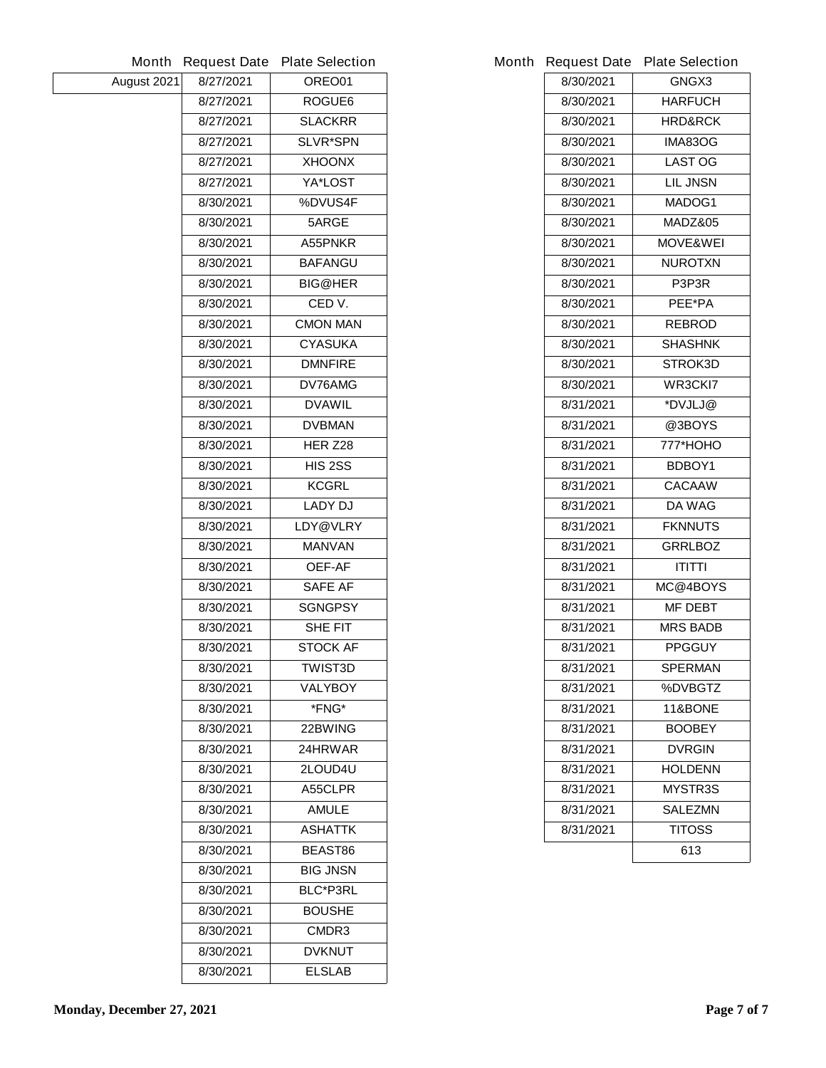| Month | Request Date | Plate Selection |
|---|---|---|
| August 2021 | 8/27/2021 | OREO01 |
| | 8/27/2021 | ROGUE6 |
| | 8/27/2021 | SLACKRR |
| | 8/27/2021 | SLVR*SPN |
| | 8/27/2021 | XHOONX |
| | 8/27/2021 | YA*LOST |
| | 8/30/2021 | %DVUS4F |
| | 8/30/2021 | 5ARGE |
| | 8/30/2021 | A55PNKR |
| | 8/30/2021 | BAFANGU |
| | 8/30/2021 | BIG@HER |
| | 8/30/2021 | CED V. |
| | 8/30/2021 | CMON MAN |
| | 8/30/2021 | CYASUKA |
| | 8/30/2021 | DMNFIRE |
| | 8/30/2021 | DV76AMG |
| | 8/30/2021 | DVAWIL |
| | 8/30/2021 | DVBMAN |
| | 8/30/2021 | HER Z28 |
| | 8/30/2021 | HIS 2SS |
| | 8/30/2021 | KCGRL |
| | 8/30/2021 | LADY DJ |
| | 8/30/2021 | LDY@VLRY |
| | 8/30/2021 | MANVAN |
| | 8/30/2021 | OEF-AF |
| | 8/30/2021 | SAFE AF |
| | 8/30/2021 | SGNGPSY |
| | 8/30/2021 | SHE FIT |
| | 8/30/2021 | STOCK AF |
| | 8/30/2021 | TWIST3D |
| | 8/30/2021 | VALYBOY |
| | 8/30/2021 | *FNG* |
| | 8/30/2021 | 22BWING |
| | 8/30/2021 | 24HRWAR |
| | 8/30/2021 | 2LOUD4U |
| | 8/30/2021 | A55CLPR |
| | 8/30/2021 | AMULE |
| | 8/30/2021 | ASHATTK |
| | 8/30/2021 | BEAST86 |
| | 8/30/2021 | BIG JNSN |
| | 8/30/2021 | BLC*P3RL |
| | 8/30/2021 | BOUSHE |
| | 8/30/2021 | CMDR3 |
| | 8/30/2021 | DVKNUT |
| | 8/30/2021 | ELSLAB |
| | 8/30/2021 | GNGX3 |
| | 8/30/2021 | HARFUCH |
| | 8/30/2021 | HRD&RCK |
| | 8/30/2021 | IMA83OG |
| | 8/30/2021 | LAST OG |
| | 8/30/2021 | LIL JNSN |
| | 8/30/2021 | MADOG1 |
| | 8/30/2021 | MADZ&05 |
| | 8/30/2021 | MOVE&WEI |
| | 8/30/2021 | NUROTXN |
| | 8/30/2021 | P3P3R |
| | 8/30/2021 | PEE*PA |
| | 8/30/2021 | REBROD |
| | 8/30/2021 | SHASHNK |
| | 8/30/2021 | STROK3D |
| | 8/30/2021 | WR3CKI7 |
| | 8/31/2021 | *DVJLJ@ |
| | 8/31/2021 | @3BOYS |
| | 8/31/2021 | 777*HOHO |
| | 8/31/2021 | BDBOY1 |
| | 8/31/2021 | CACAAW |
| | 8/31/2021 | DA WAG |
| | 8/31/2021 | FKNNUTS |
| | 8/31/2021 | GRRLBOZ |
| | 8/31/2021 | ITITTI |
| | 8/31/2021 | MC@4BOYS |
| | 8/31/2021 | MF DEBT |
| | 8/31/2021 | MRS BADB |
| | 8/31/2021 | PPGGUY |
| | 8/31/2021 | SPERMAN |
| | 8/31/2021 | %DVBGTZ |
| | 8/31/2021 | 11&BONE |
| | 8/31/2021 | BOOBEY |
| | 8/31/2021 | DVRGIN |
| | 8/31/2021 | HOLDENN |
| | 8/31/2021 | MYSTR3S |
| | 8/31/2021 | SALEZMN |
| | 8/31/2021 | TITOSS |
| | | 613 |

**Monday, December 27, 2021**